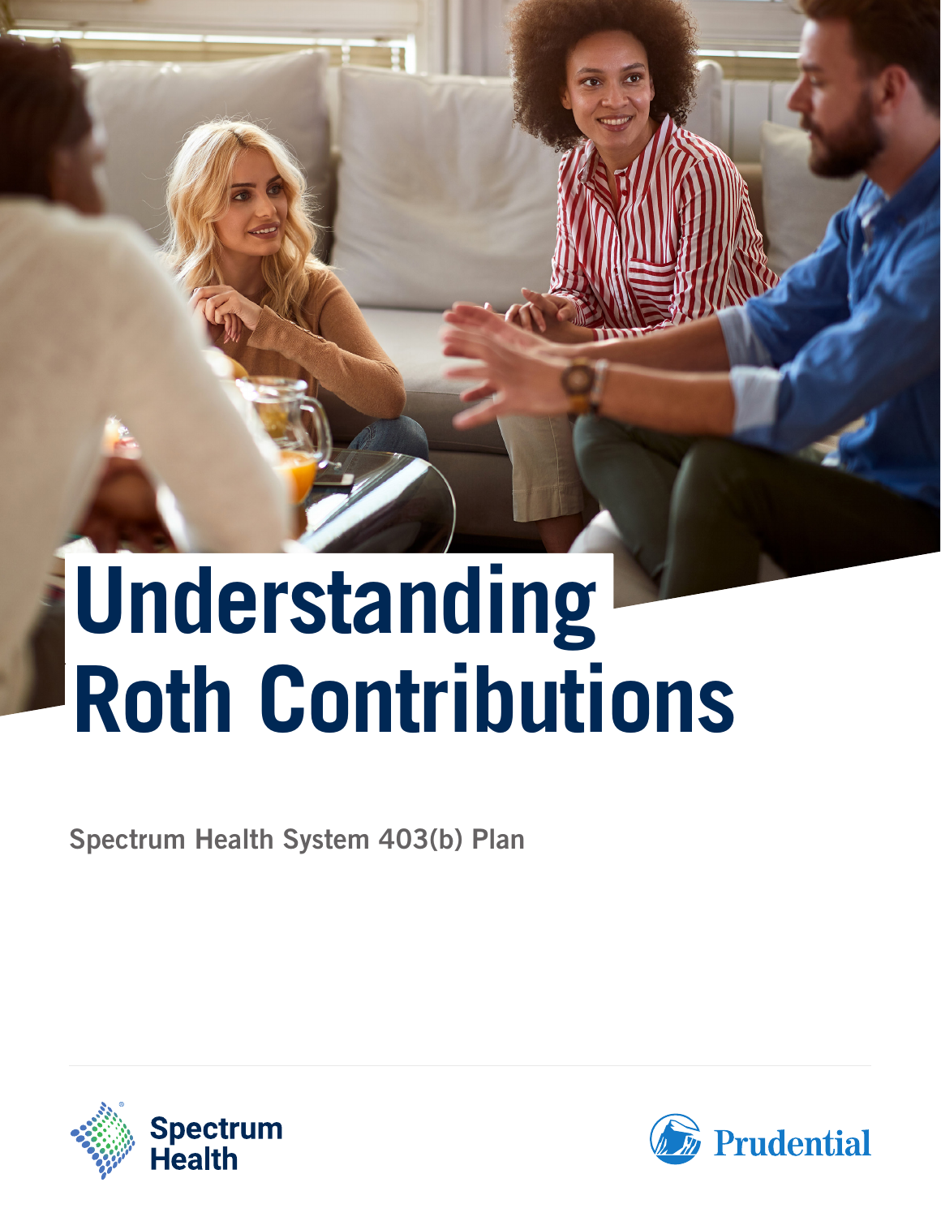# Understanding Roth Contributions

Spectrum Health System 403(b) Plan

Spectrum Health

Prudential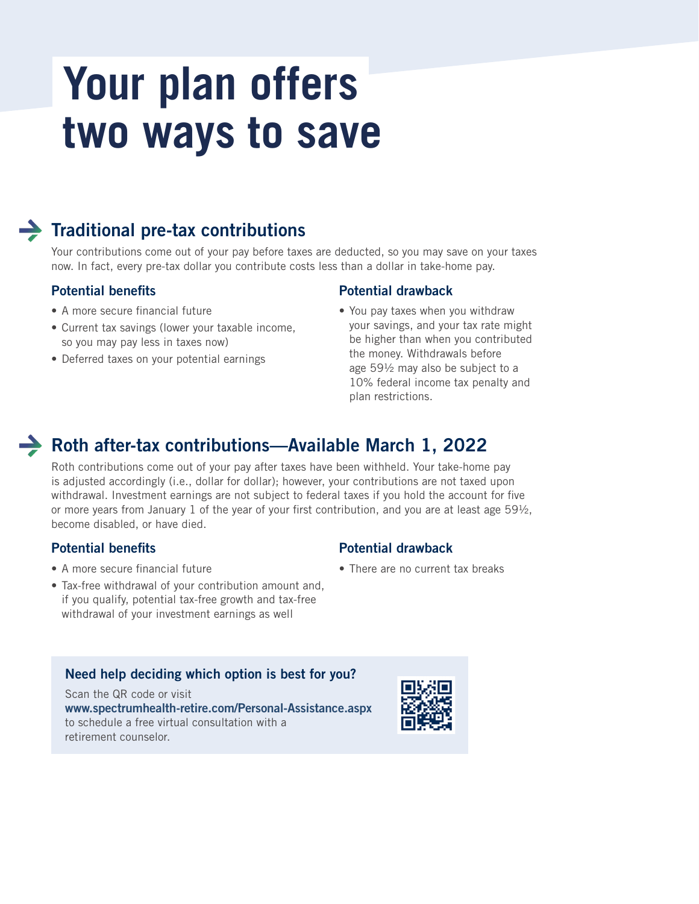# Your plan offers two ways to save

## Traditional pre-tax contributions

Your contributions come out of your pay before taxes are deducted, so you may save on your taxes now. In fact, every pre-tax dollar you contribute costs less than a dollar in take-home pay.

### Potential benefits

- A more secure financial future
- Current tax savings (lower your taxable income, so you may pay less in taxes now)
- Deferred taxes on your potential earnings

### Potential drawback

- You pay taxes when you withdraw your savings, and your tax rate might be higher than when you contributed the money. Withdrawals before age 59½ may also be subject to a 10% federal income tax penalty and plan restrictions.

## Roth after-tax contributions—Available March 1, 2022

Roth contributions come out of your pay after taxes have been withheld. Your take-home pay is adjusted accordingly (i.e., dollar for dollar); however, your contributions are not taxed upon withdrawal. Investment earnings are not subject to federal taxes if you hold the account for five or more years from January 1 of the year of your first contribution, and you are at least age 59½, become disabled, or have died.

### Potential benefits

- A more secure financial future
- Tax-free withdrawal of your contribution amount and, if you qualify, potential tax-free growth and tax-free withdrawal of your investment earnings as well

### Potential drawback

- There are no current tax breaks

### Need help deciding which option is best for you?

Scan the QR code or visit **www.spectrumhealth-retire.com/Personal-Assistance.aspx** to schedule a free virtual consultation with a retirement counselor.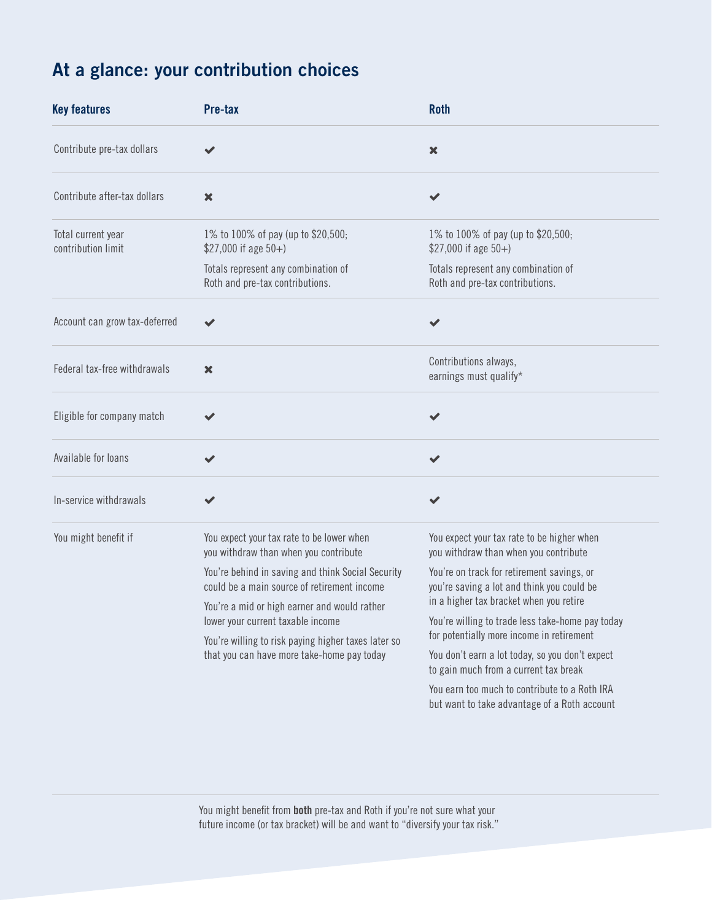## At a glance: your contribution choices

| Key features | Pre-tax | Roth |
|---|---|---|
| Contribute pre-tax dollars | ✔ | ✖ |
| Contribute after-tax dollars | ✖ | ✔ |
| Total current year contribution limit | 1% to 100% of pay (up to $20,500; $27,000 if age 50+)<br><br>Totals represent any combination of Roth and pre-tax contributions. | 1% to 100% of pay (up to $20,500; $27,000 if age 50+)<br><br>Totals represent any combination of Roth and pre-tax contributions. |
| Account can grow tax-deferred | ✔ | ✔ |
| Federal tax-free withdrawals | ✖ | Contributions always, earnings must qualify* |
| Eligible for company match | ✔ | ✔ |
| Available for loans | ✔ | ✔ |
| In-service withdrawals | ✔ | ✔ |
| You might benefit if | You expect your tax rate to be lower when you withdraw than when you contribute<br><br>You're behind in saving and think Social Security could be a main source of retirement income<br><br>You're a mid or high earner and would rather lower your current taxable income<br><br>You're willing to risk paying higher taxes later so that you can have more take-home pay today | You expect your tax rate to be higher when you withdraw than when you contribute<br><br>You're on track for retirement savings, or you're saving a lot and think you could be in a higher tax bracket when you retire<br><br>You're willing to trade less take-home pay today for potentially more income in retirement<br><br>You don't earn a lot today, so you don't expect to gain much from a current tax break<br><br>You earn too much to contribute to a Roth IRA but want to take advantage of a Roth account |

You might benefit from **both** pre-tax and Roth if you're not sure what your future income (or tax bracket) will be and want to "diversify your tax risk."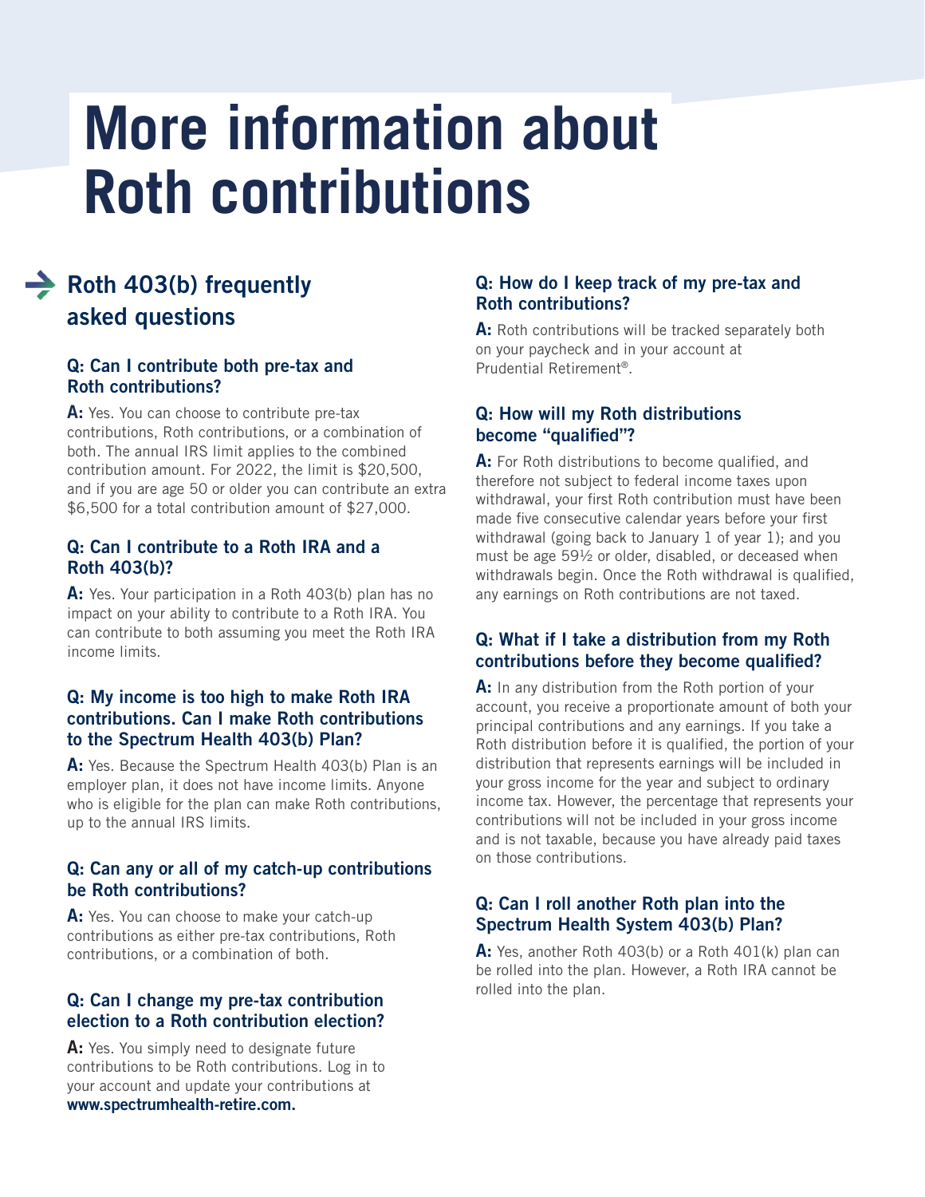# More information about Roth contributions

## Roth 403(b) frequently asked questions

### Q: Can I contribute both pre-tax and Roth contributions?

**A:** Yes. You can choose to contribute pre-tax contributions, Roth contributions, or a combination of both. The annual IRS limit applies to the combined contribution amount. For 2022, the limit is $20,500, and if you are age 50 or older you can contribute an extra $6,500 for a total contribution amount of $27,000.

### Q: Can I contribute to a Roth IRA and a Roth 403(b)?

**A:** Yes. Your participation in a Roth 403(b) plan has no impact on your ability to contribute to a Roth IRA. You can contribute to both assuming you meet the Roth IRA income limits.

### Q: My income is too high to make Roth IRA contributions. Can I make Roth contributions to the Spectrum Health 403(b) Plan?

**A:** Yes. Because the Spectrum Health 403(b) Plan is an employer plan, it does not have income limits. Anyone who is eligible for the plan can make Roth contributions, up to the annual IRS limits.

### Q: Can any or all of my catch-up contributions be Roth contributions?

**A:** Yes. You can choose to make your catch-up contributions as either pre-tax contributions, Roth contributions, or a combination of both.

### Q: Can I change my pre-tax contribution election to a Roth contribution election?

**A:** Yes. You simply need to designate future contributions to be Roth contributions. Log in to your account and update your contributions at **www.spectrumhealth-retire.com.**

### Q: How do I keep track of my pre-tax and Roth contributions?

**A:** Roth contributions will be tracked separately both on your paycheck and in your account at Prudential Retirement®.

### Q: How will my Roth distributions become "qualified"?

**A:** For Roth distributions to become qualified, and therefore not subject to federal income taxes upon withdrawal, your first Roth contribution must have been made five consecutive calendar years before your first withdrawal (going back to January 1 of year 1); and you must be age 59½ or older, disabled, or deceased when withdrawals begin. Once the Roth withdrawal is qualified, any earnings on Roth contributions are not taxed.

### Q: What if I take a distribution from my Roth contributions before they become qualified?

**A:** In any distribution from the Roth portion of your account, you receive a proportionate amount of both your principal contributions and any earnings. If you take a Roth distribution before it is qualified, the portion of your distribution that represents earnings will be included in your gross income for the year and subject to ordinary income tax. However, the percentage that represents your contributions will not be included in your gross income and is not taxable, because you have already paid taxes on those contributions.

### Q: Can I roll another Roth plan into the Spectrum Health System 403(b) Plan?

**A:** Yes, another Roth 403(b) or a Roth 401(k) plan can be rolled into the plan. However, a Roth IRA cannot be rolled into the plan.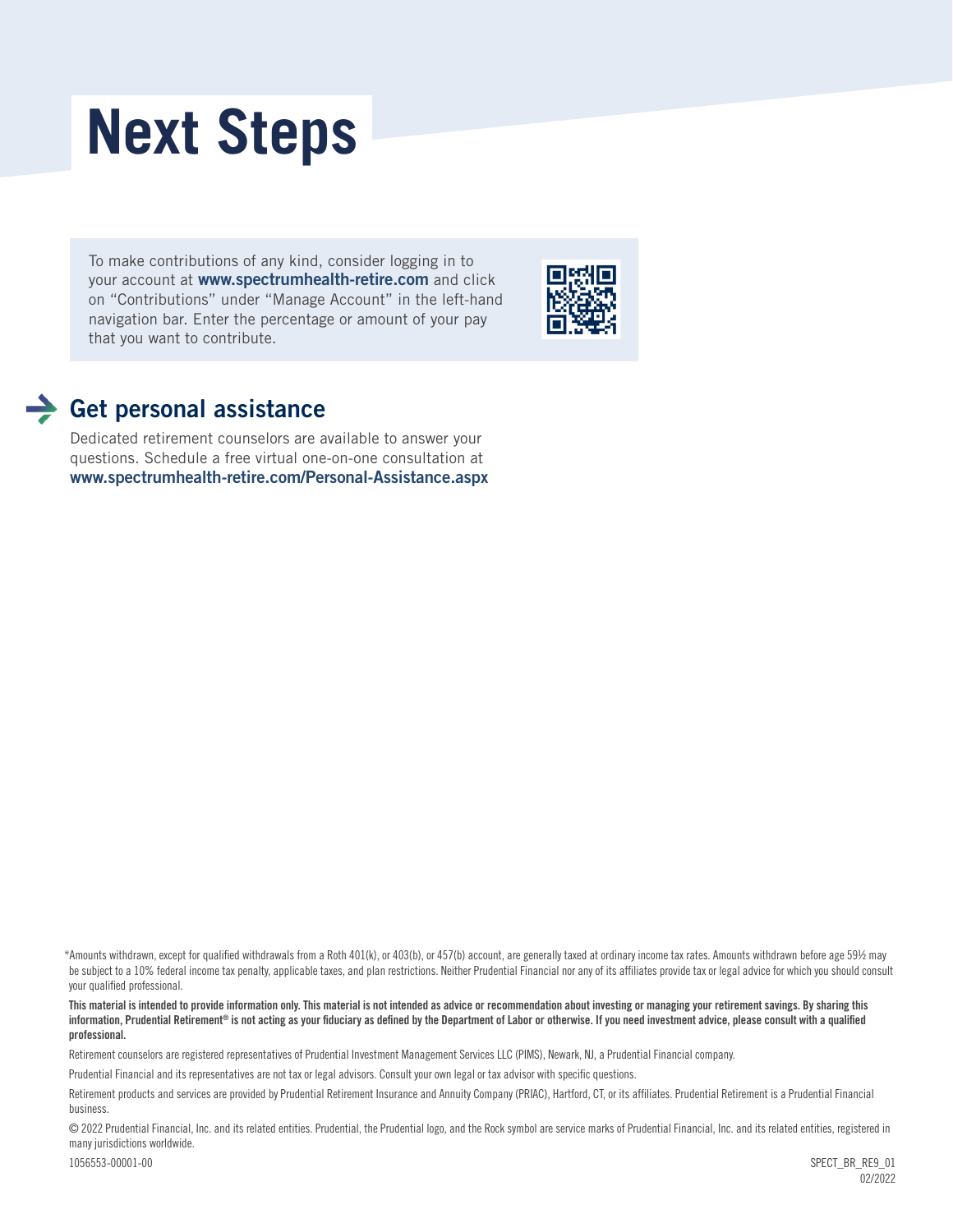# Next Steps

To make contributions of any kind, consider logging in to your account at **www.spectrumhealth-retire.com** and click on "Contributions" under "Manage Account" in the left-hand navigation bar. Enter the percentage or amount of your pay that you want to contribute.

## Get personal assistance

Dedicated retirement counselors are available to answer your questions. Schedule a free virtual one-on-one consultation at **www.spectrumhealth-retire.com/Personal-Assistance.aspx**

*Amounts withdrawn, except for qualified withdrawals from a Roth 401(k), or 403(b), or 457(b) account, are generally taxed at ordinary income tax rates. Amounts withdrawn before age 59½ may be subject to a 10% federal income tax penalty, applicable taxes, and plan restrictions. Neither Prudential Financial nor any of its affiliates provide tax or legal advice for which you should consult your qualified professional.

**This material is intended to provide information only. This material is not intended as advice or recommendation about investing or managing your retirement savings. By sharing this information, Prudential Retirement® is not acting as your fiduciary as defined by the Department of Labor or otherwise. If you need investment advice, please consult with a qualified professional.**

Retirement counselors are registered representatives of Prudential Investment Management Services LLC (PIMS), Newark, NJ, a Prudential Financial company.

Prudential Financial and its representatives are not tax or legal advisors. Consult your own legal or tax advisor with specific questions.

Retirement products and services are provided by Prudential Retirement Insurance and Annuity Company (PRIAC), Hartford, CT, or its affiliates. Prudential Retirement is a Prudential Financial business.

© 2022 Prudential Financial, Inc. and its related entities. Prudential, the Prudential logo, and the Rock symbol are service marks of Prudential Financial, Inc. and its related entities, registered in many jurisdictions worldwide.

1056553-00001-00

SPECT_BR_RE9_01
02/2022